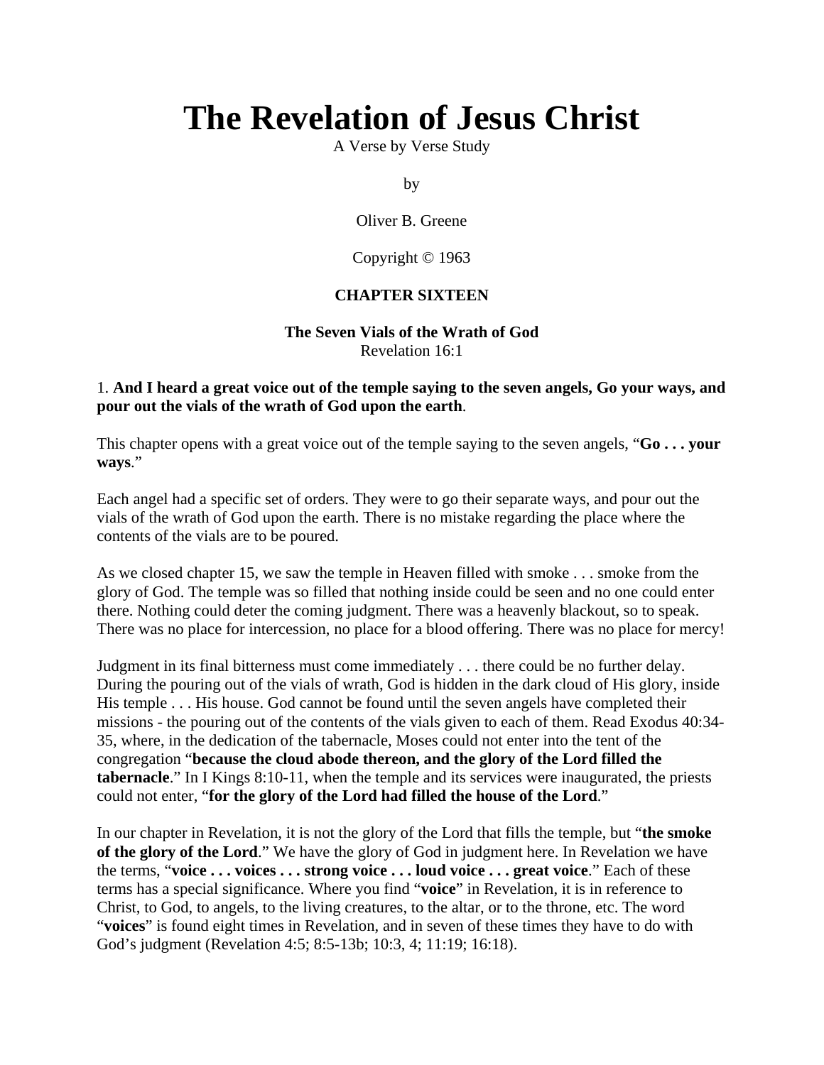# The Revelation of Jesus Christ

A Verse by Verse Study

by

Oliver B. Greene

Copyright © 1963

### CHAPTER SIXTEEN

**The Seven Vials of the Wrath of God**
Revelation 16:1

1. **And I heard a great voice out of the temple saying to the seven angels, Go your ways, and pour out the vials of the wrath of God upon the earth**.

This chapter opens with a great voice out of the temple saying to the seven angels, "**Go . . . your ways**."

Each angel had a specific set of orders. They were to go their separate ways, and pour out the vials of the wrath of God upon the earth. There is no mistake regarding the place where the contents of the vials are to be poured.

As we closed chapter 15, we saw the temple in Heaven filled with smoke . . . smoke from the glory of God. The temple was so filled that nothing inside could be seen and no one could enter there. Nothing could deter the coming judgment. There was a heavenly blackout, so to speak. There was no place for intercession, no place for a blood offering. There was no place for mercy!

Judgment in its final bitterness must come immediately . . . there could be no further delay. During the pouring out of the vials of wrath, God is hidden in the dark cloud of His glory, inside His temple . . . His house. God cannot be found until the seven angels have completed their missions - the pouring out of the contents of the vials given to each of them. Read Exodus 40:34-35, where, in the dedication of the tabernacle, Moses could not enter into the tent of the congregation "**because the cloud abode thereon, and the glory of the Lord filled the tabernacle**." In I Kings 8:10-11, when the temple and its services were inaugurated, the priests could not enter, "**for the glory of the Lord had filled the house of the Lord**."

In our chapter in Revelation, it is not the glory of the Lord that fills the temple, but "**the smoke of the glory of the Lord**." We have the glory of God in judgment here. In Revelation we have the terms, "**voice . . . voices . . . strong voice . . . loud voice . . . great voice**." Each of these terms has a special significance. Where you find "**voice**" in Revelation, it is in reference to Christ, to God, to angels, to the living creatures, to the altar, or to the throne, etc. The word "**voices**" is found eight times in Revelation, and in seven of these times they have to do with God's judgment (Revelation 4:5; 8:5-13b; 10:3, 4; 11:19; 16:18).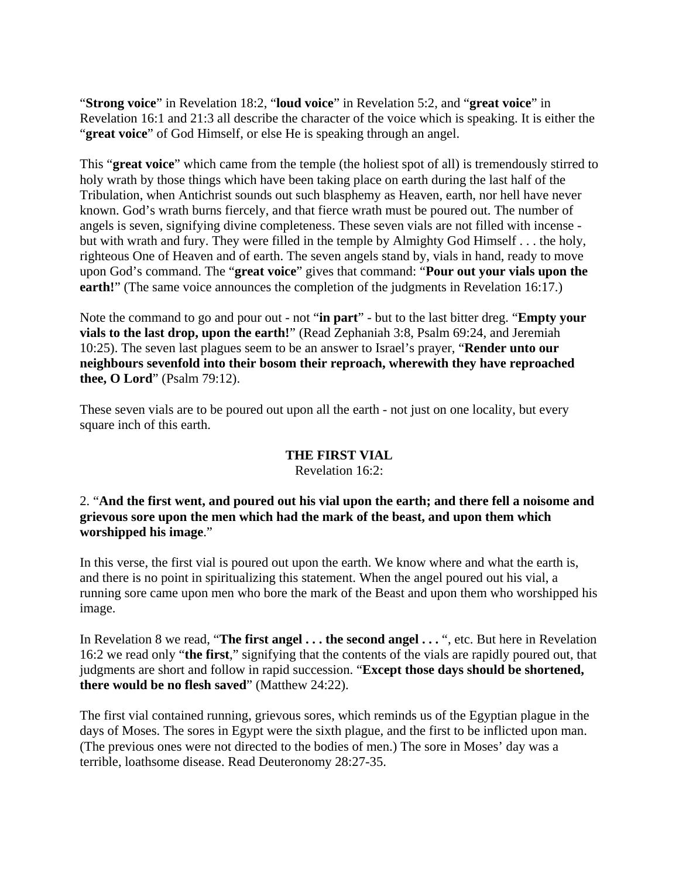"**Strong voice**" in Revelation 18:2, "**loud voice**" in Revelation 5:2, and "**great voice**" in Revelation 16:1 and 21:3 all describe the character of the voice which is speaking. It is either the "**great voice**" of God Himself, or else He is speaking through an angel.

This "**great voice**" which came from the temple (the holiest spot of all) is tremendously stirred to holy wrath by those things which have been taking place on earth during the last half of the Tribulation, when Antichrist sounds out such blasphemy as Heaven, earth, nor hell have never known. God's wrath burns fiercely, and that fierce wrath must be poured out. The number of angels is seven, signifying divine completeness. These seven vials are not filled with incense - but with wrath and fury. They were filled in the temple by Almighty God Himself . . . the holy, righteous One of Heaven and of earth. The seven angels stand by, vials in hand, ready to move upon God's command. The "**great voice**" gives that command: "**Pour out your vials upon the earth!**" (The same voice announces the completion of the judgments in Revelation 16:17.)

Note the command to go and pour out - not "**in part**" - but to the last bitter dreg. "**Empty your vials to the last drop, upon the earth!**" (Read Zephaniah 3:8, Psalm 69:24, and Jeremiah 10:25). The seven last plagues seem to be an answer to Israel's prayer, "**Render unto our neighbours sevenfold into their bosom their reproach, wherewith they have reproached thee, O Lord**" (Psalm 79:12).

These seven vials are to be poured out upon all the earth - not just on one locality, but every square inch of this earth.

## THE FIRST VIAL

Revelation 16:2:

2. "**And the first went, and poured out his vial upon the earth; and there fell a noisome and grievous sore upon the men which had the mark of the beast, and upon them which worshipped his image**."

In this verse, the first vial is poured out upon the earth. We know where and what the earth is, and there is no point in spiritualizing this statement. When the angel poured out his vial, a running sore came upon men who bore the mark of the Beast and upon them who worshipped his image.

In Revelation 8 we read, "**The first angel . . . the second angel . . .** ", etc. But here in Revelation 16:2 we read only "**the first**," signifying that the contents of the vials are rapidly poured out, that judgments are short and follow in rapid succession. "**Except those days should be shortened, there would be no flesh saved**" (Matthew 24:22).

The first vial contained running, grievous sores, which reminds us of the Egyptian plague in the days of Moses. The sores in Egypt were the sixth plague, and the first to be inflicted upon man. (The previous ones were not directed to the bodies of men.) The sore in Moses' day was a terrible, loathsome disease. Read Deuteronomy 28:27-35.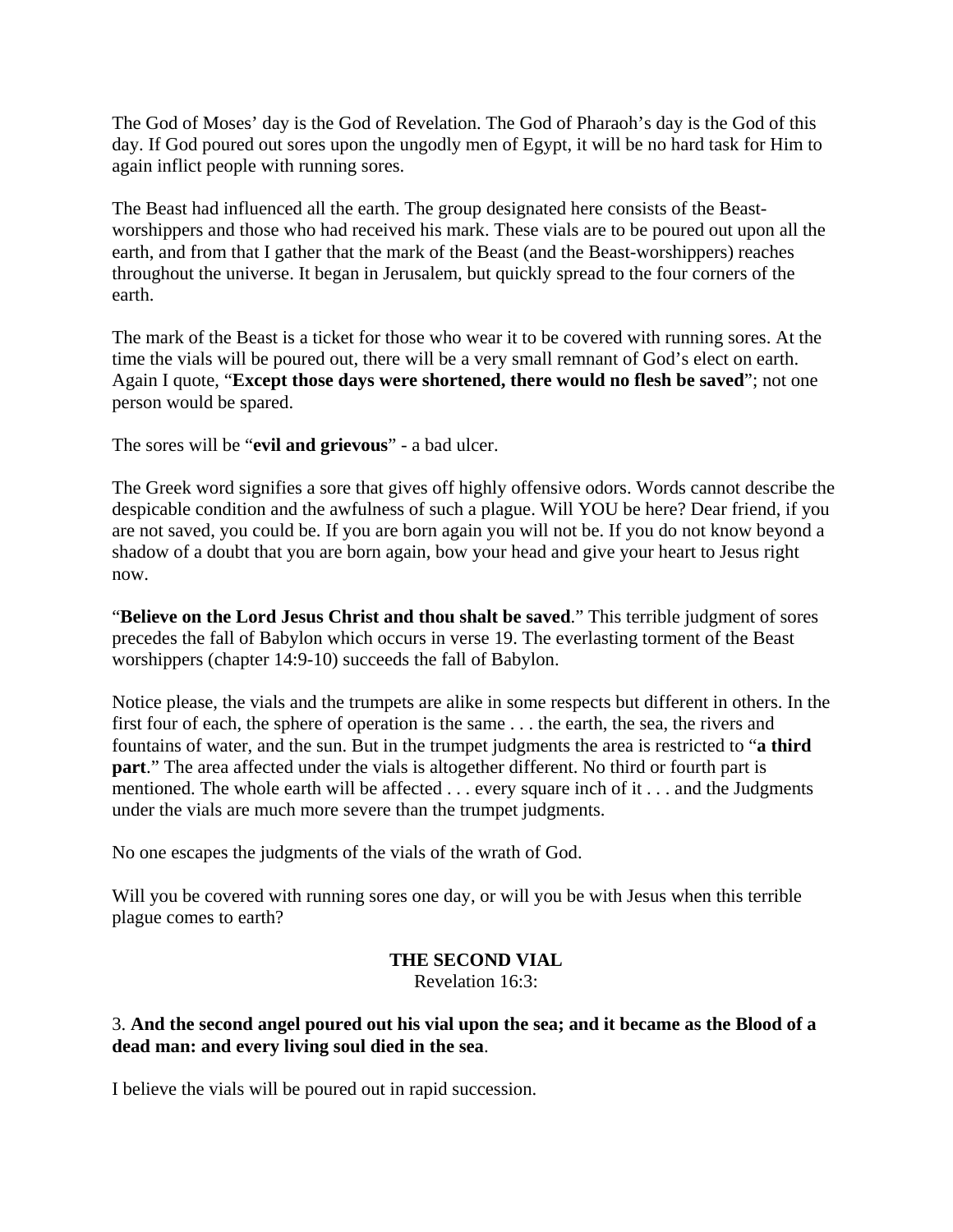The God of Moses' day is the God of Revelation. The God of Pharaoh's day is the God of this day. If God poured out sores upon the ungodly men of Egypt, it will be no hard task for Him to again inflict people with running sores.

The Beast had influenced all the earth. The group designated here consists of the Beast-worshippers and those who had received his mark. These vials are to be poured out upon all the earth, and from that I gather that the mark of the Beast (and the Beast-worshippers) reaches throughout the universe. It began in Jerusalem, but quickly spread to the four corners of the earth.

The mark of the Beast is a ticket for those who wear it to be covered with running sores. At the time the vials will be poured out, there will be a very small remnant of God's elect on earth. Again I quote, "**Except those days were shortened, there would no flesh be saved**"; not one person would be spared.

The sores will be "**evil and grievous**" - a bad ulcer.

The Greek word signifies a sore that gives off highly offensive odors. Words cannot describe the despicable condition and the awfulness of such a plague. Will YOU be here? Dear friend, if you are not saved, you could be. If you are born again you will not be. If you do not know beyond a shadow of a doubt that you are born again, bow your head and give your heart to Jesus right now.

"**Believe on the Lord Jesus Christ and thou shalt be saved**." This terrible judgment of sores precedes the fall of Babylon which occurs in verse 19. The everlasting torment of the Beast worshippers (chapter 14:9-10) succeeds the fall of Babylon.

Notice please, the vials and the trumpets are alike in some respects but different in others. In the first four of each, the sphere of operation is the same . . . the earth, the sea, the rivers and fountains of water, and the sun. But in the trumpet judgments the area is restricted to "**a third part**." The area affected under the vials is altogether different. No third or fourth part is mentioned. The whole earth will be affected . . . every square inch of it . . . and the Judgments under the vials are much more severe than the trumpet judgments.

No one escapes the judgments of the vials of the wrath of God.

Will you be covered with running sores one day, or will you be with Jesus when this terrible plague comes to earth?

## THE SECOND VIAL

Revelation 16:3:

3. **And the second angel poured out his vial upon the sea; and it became as the Blood of a dead man: and every living soul died in the sea**.

I believe the vials will be poured out in rapid succession.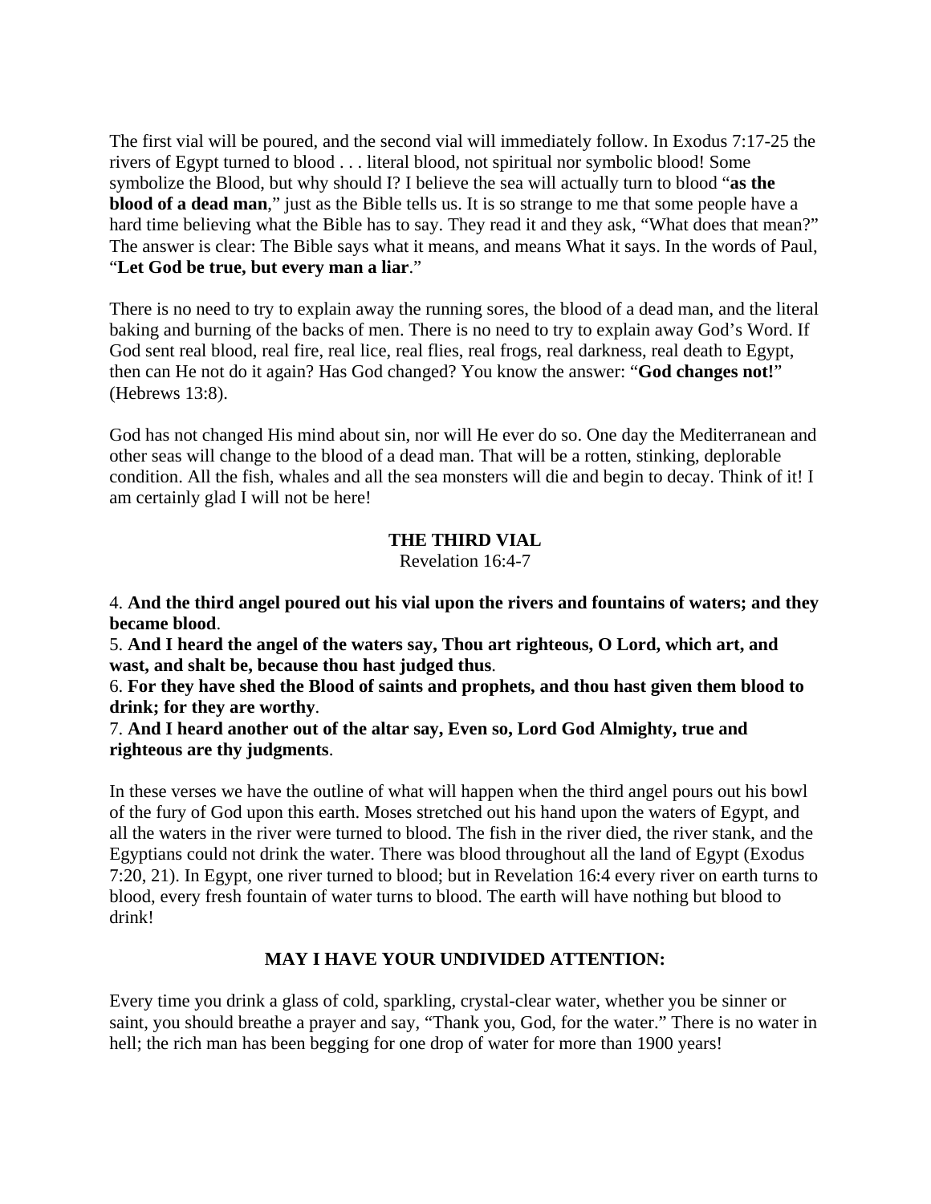The first vial will be poured, and the second vial will immediately follow. In Exodus 7:17-25 the rivers of Egypt turned to blood . . . literal blood, not spiritual nor symbolic blood! Some symbolize the Blood, but why should I? I believe the sea will actually turn to blood "**as the blood of a dead man**," just as the Bible tells us. It is so strange to me that some people have a hard time believing what the Bible has to say. They read it and they ask, "What does that mean?" The answer is clear: The Bible says what it means, and means What it says. In the words of Paul, "**Let God be true, but every man a liar**."

There is no need to try to explain away the running sores, the blood of a dead man, and the literal baking and burning of the backs of men. There is no need to try to explain away God's Word. If God sent real blood, real fire, real lice, real flies, real frogs, real darkness, real death to Egypt, then can He not do it again? Has God changed? You know the answer: "**God changes not!**" (Hebrews 13:8).

God has not changed His mind about sin, nor will He ever do so. One day the Mediterranean and other seas will change to the blood of a dead man. That will be a rotten, stinking, deplorable condition. All the fish, whales and all the sea monsters will die and begin to decay. Think of it! I am certainly glad I will not be here!

### THE THIRD VIAL

Revelation 16:4-7

4. **And the third angel poured out his vial upon the rivers and fountains of waters; and they became blood**.
5. **And I heard the angel of the waters say, Thou art righteous, O Lord, which art, and wast, and shalt be, because thou hast judged thus**.
6. **For they have shed the Blood of saints and prophets, and thou hast given them blood to drink; for they are worthy**.
7. **And I heard another out of the altar say, Even so, Lord God Almighty, true and righteous are thy judgments**.

In these verses we have the outline of what will happen when the third angel pours out his bowl of the fury of God upon this earth. Moses stretched out his hand upon the waters of Egypt, and all the waters in the river were turned to blood. The fish in the river died, the river stank, and the Egyptians could not drink the water. There was blood throughout all the land of Egypt (Exodus 7:20, 21). In Egypt, one river turned to blood; but in Revelation 16:4 every river on earth turns to blood, every fresh fountain of water turns to blood. The earth will have nothing but blood to drink!

### MAY I HAVE YOUR UNDIVIDED ATTENTION:

Every time you drink a glass of cold, sparkling, crystal-clear water, whether you be sinner or saint, you should breathe a prayer and say, "Thank you, God, for the water." There is no water in hell; the rich man has been begging for one drop of water for more than 1900 years!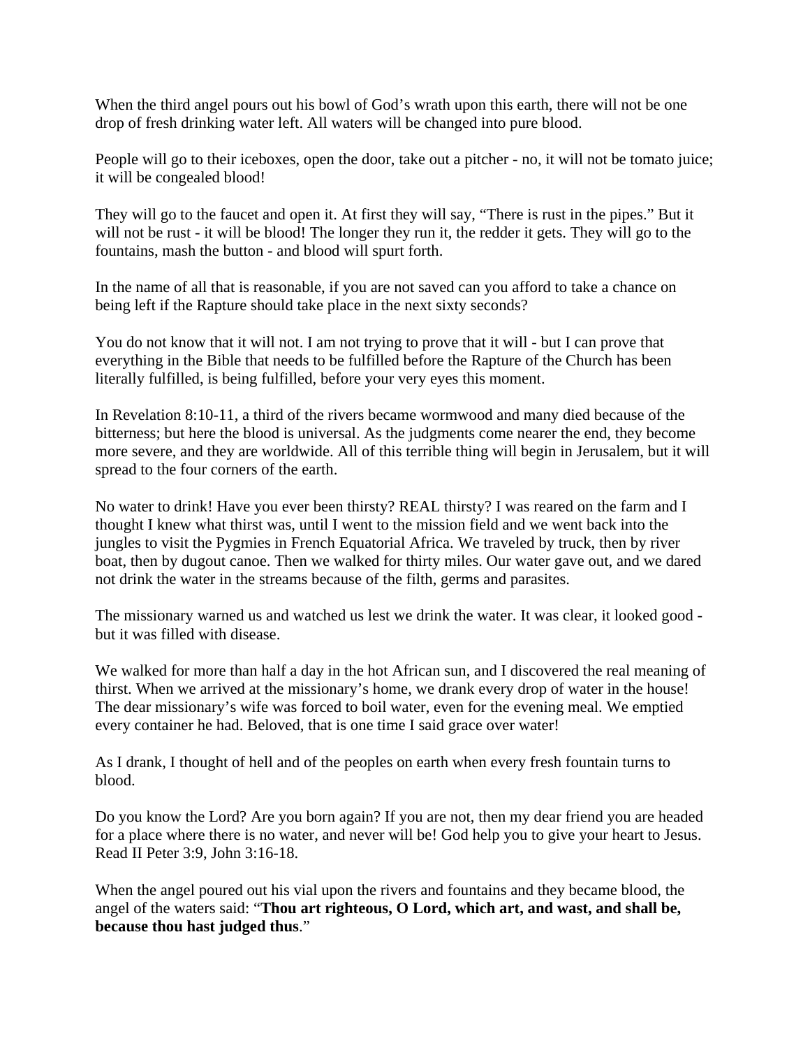When the third angel pours out his bowl of God's wrath upon this earth, there will not be one drop of fresh drinking water left. All waters will be changed into pure blood.

People will go to their iceboxes, open the door, take out a pitcher - no, it will not be tomato juice; it will be congealed blood!

They will go to the faucet and open it. At first they will say, "There is rust in the pipes." But it will not be rust - it will be blood! The longer they run it, the redder it gets. They will go to the fountains, mash the button - and blood will spurt forth.

In the name of all that is reasonable, if you are not saved can you afford to take a chance on being left if the Rapture should take place in the next sixty seconds?

You do not know that it will not. I am not trying to prove that it will - but I can prove that everything in the Bible that needs to be fulfilled before the Rapture of the Church has been literally fulfilled, is being fulfilled, before your very eyes this moment.

In Revelation 8:10-11, a third of the rivers became wormwood and many died because of the bitterness; but here the blood is universal. As the judgments come nearer the end, they become more severe, and they are worldwide. All of this terrible thing will begin in Jerusalem, but it will spread to the four corners of the earth.

No water to drink! Have you ever been thirsty? REAL thirsty? I was reared on the farm and I thought I knew what thirst was, until I went to the mission field and we went back into the jungles to visit the Pygmies in French Equatorial Africa. We traveled by truck, then by river boat, then by dugout canoe. Then we walked for thirty miles. Our water gave out, and we dared not drink the water in the streams because of the filth, germs and parasites.

The missionary warned us and watched us lest we drink the water. It was clear, it looked good - but it was filled with disease.

We walked for more than half a day in the hot African sun, and I discovered the real meaning of thirst. When we arrived at the missionary's home, we drank every drop of water in the house! The dear missionary's wife was forced to boil water, even for the evening meal. We emptied every container he had. Beloved, that is one time I said grace over water!

As I drank, I thought of hell and of the peoples on earth when every fresh fountain turns to blood.

Do you know the Lord? Are you born again? If you are not, then my dear friend you are headed for a place where there is no water, and never will be! God help you to give your heart to Jesus. Read II Peter 3:9, John 3:16-18.

When the angel poured out his vial upon the rivers and fountains and they became blood, the angel of the waters said: "**Thou art righteous, O Lord, which art, and wast, and shall be, because thou hast judged thus**."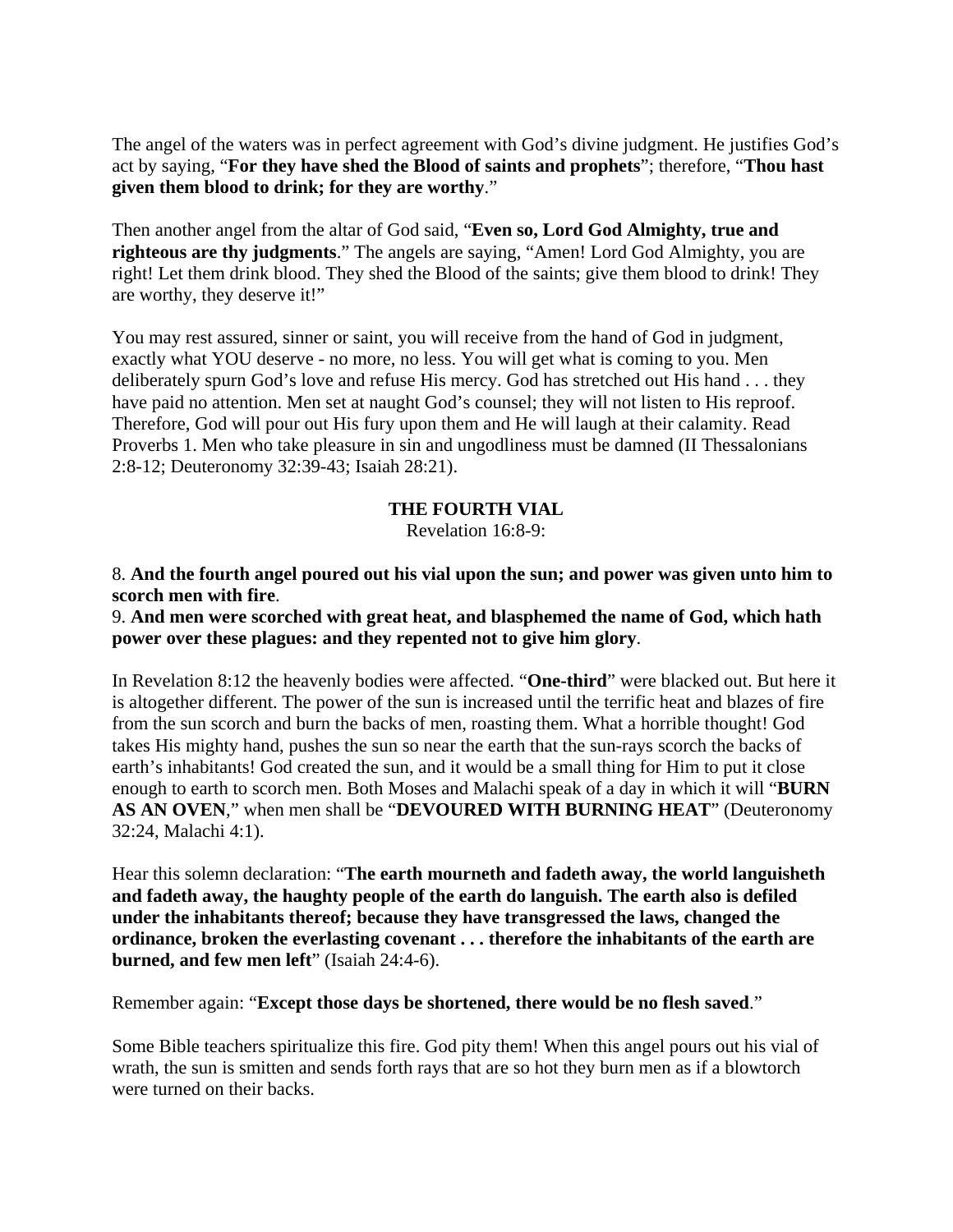The angel of the waters was in perfect agreement with God's divine judgment. He justifies God's act by saying, "**For they have shed the Blood of saints and prophets**"; therefore, "**Thou hast given them blood to drink; for they are worthy**."

Then another angel from the altar of God said, "**Even so, Lord God Almighty, true and righteous are thy judgments**." The angels are saying, "Amen! Lord God Almighty, you are right! Let them drink blood. They shed the Blood of the saints; give them blood to drink! They are worthy, they deserve it!"

You may rest assured, sinner or saint, you will receive from the hand of God in judgment, exactly what YOU deserve - no more, no less. You will get what is coming to you. Men deliberately spurn God's love and refuse His mercy. God has stretched out His hand . . . they have paid no attention. Men set at naught God's counsel; they will not listen to His reproof. Therefore, God will pour out His fury upon them and He will laugh at their calamity. Read Proverbs 1. Men who take pleasure in sin and ungodliness must be damned (II Thessalonians 2:8-12; Deuteronomy 32:39-43; Isaiah 28:21).

**THE FOURTH VIAL**

Revelation 16:8-9:

8. **And the fourth angel poured out his vial upon the sun; and power was given unto him to scorch men with fire**.
9. **And men were scorched with great heat, and blasphemed the name of God, which hath power over these plagues: and they repented not to give him glory**.

In Revelation 8:12 the heavenly bodies were affected. "**One-third**" were blacked out. But here it is altogether different. The power of the sun is increased until the terrific heat and blazes of fire from the sun scorch and burn the backs of men, roasting them. What a horrible thought! God takes His mighty hand, pushes the sun so near the earth that the sun-rays scorch the backs of earth's inhabitants! God created the sun, and it would be a small thing for Him to put it close enough to earth to scorch men. Both Moses and Malachi speak of a day in which it will "**BURN AS AN OVEN**," when men shall be "**DEVOURED WITH BURNING HEAT**" (Deuteronomy 32:24, Malachi 4:1).

Hear this solemn declaration: "**The earth mourneth and fadeth away, the world languisheth and fadeth away, the haughty people of the earth do languish. The earth also is defiled under the inhabitants thereof; because they have transgressed the laws, changed the ordinance, broken the everlasting covenant . . . therefore the inhabitants of the earth are burned, and few men left**" (Isaiah 24:4-6).

Remember again: "**Except those days be shortened, there would be no flesh saved**."

Some Bible teachers spiritualize this fire. God pity them! When this angel pours out his vial of wrath, the sun is smitten and sends forth rays that are so hot they burn men as if a blowtorch were turned on their backs.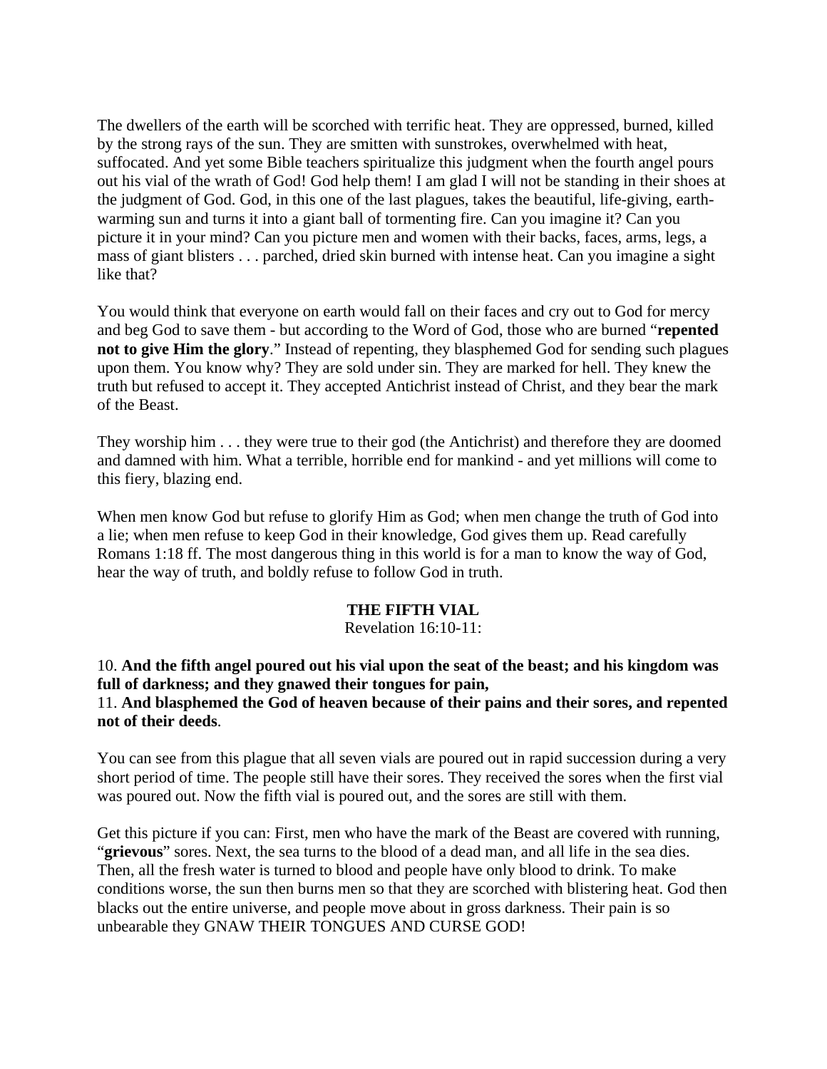The dwellers of the earth will be scorched with terrific heat. They are oppressed, burned, killed by the strong rays of the sun. They are smitten with sunstrokes, overwhelmed with heat, suffocated. And yet some Bible teachers spiritualize this judgment when the fourth angel pours out his vial of the wrath of God! God help them! I am glad I will not be standing in their shoes at the judgment of God. God, in this one of the last plagues, takes the beautiful, life-giving, earth-warming sun and turns it into a giant ball of tormenting fire. Can you imagine it? Can you picture it in your mind? Can you picture men and women with their backs, faces, arms, legs, a mass of giant blisters . . . parched, dried skin burned with intense heat. Can you imagine a sight like that?

You would think that everyone on earth would fall on their faces and cry out to God for mercy and beg God to save them - but according to the Word of God, those who are burned "**repented not to give Him the glory**." Instead of repenting, they blasphemed God for sending such plagues upon them. You know why? They are sold under sin. They are marked for hell. They knew the truth but refused to accept it. They accepted Antichrist instead of Christ, and they bear the mark of the Beast.

They worship him . . . they were true to their god (the Antichrist) and therefore they are doomed and damned with him. What a terrible, horrible end for mankind - and yet millions will come to this fiery, blazing end.

When men know God but refuse to glorify Him as God; when men change the truth of God into a lie; when men refuse to keep God in their knowledge, God gives them up. Read carefully Romans 1:18 ff. The most dangerous thing in this world is for a man to know the way of God, hear the way of truth, and boldly refuse to follow God in truth.

## THE FIFTH VIAL

Revelation 16:10-11:

10. **And the fifth angel poured out his vial upon the seat of the beast; and his kingdom was full of darkness; and they gnawed their tongues for pain,**
11. **And blasphemed the God of heaven because of their pains and their sores, and repented not of their deeds**.

You can see from this plague that all seven vials are poured out in rapid succession during a very short period of time. The people still have their sores. They received the sores when the first vial was poured out. Now the fifth vial is poured out, and the sores are still with them.

Get this picture if you can: First, men who have the mark of the Beast are covered with running, "**grievous**" sores. Next, the sea turns to the blood of a dead man, and all life in the sea dies. Then, all the fresh water is turned to blood and people have only blood to drink. To make conditions worse, the sun then burns men so that they are scorched with blistering heat. God then blacks out the entire universe, and people move about in gross darkness. Their pain is so unbearable they GNAW THEIR TONGUES AND CURSE GOD!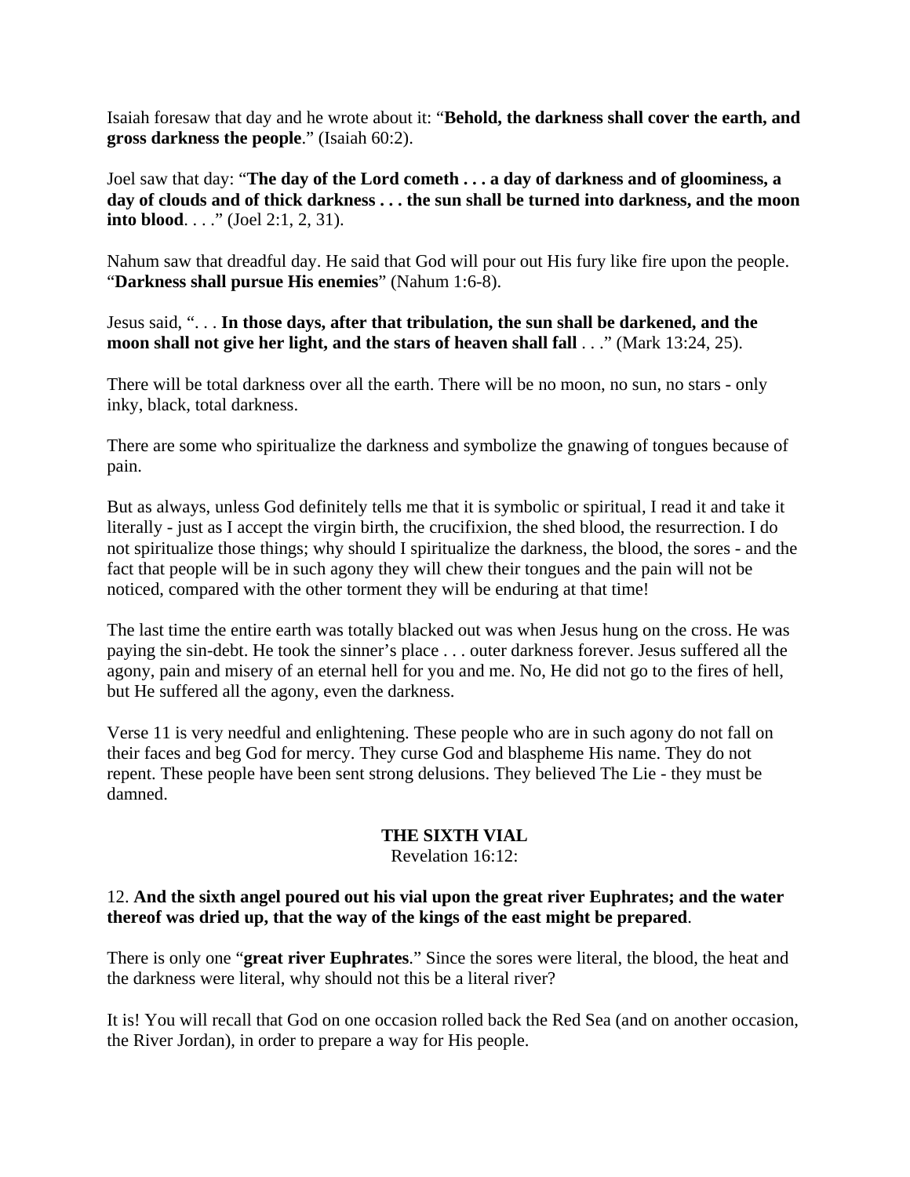Isaiah foresaw that day and he wrote about it: "**Behold, the darkness shall cover the earth, and gross darkness the people**." (Isaiah 60:2).

Joel saw that day: "**The day of the Lord cometh . . . a day of darkness and of gloominess, a day of clouds and of thick darkness . . . the sun shall be turned into darkness, and the moon into blood**. . . ." (Joel 2:1, 2, 31).

Nahum saw that dreadful day. He said that God will pour out His fury like fire upon the people. "**Darkness shall pursue His enemies**" (Nahum 1:6-8).

Jesus said, ". . . **In those days, after that tribulation, the sun shall be darkened, and the moon shall not give her light, and the stars of heaven shall fall** . . ." (Mark 13:24, 25).

There will be total darkness over all the earth. There will be no moon, no sun, no stars - only inky, black, total darkness.

There are some who spiritualize the darkness and symbolize the gnawing of tongues because of pain.

But as always, unless God definitely tells me that it is symbolic or spiritual, I read it and take it literally - just as I accept the virgin birth, the crucifixion, the shed blood, the resurrection. I do not spiritualize those things; why should I spiritualize the darkness, the blood, the sores - and the fact that people will be in such agony they will chew their tongues and the pain will not be noticed, compared with the other torment they will be enduring at that time!

The last time the entire earth was totally blacked out was when Jesus hung on the cross. He was paying the sin-debt. He took the sinner's place . . . outer darkness forever. Jesus suffered all the agony, pain and misery of an eternal hell for you and me. No, He did not go to the fires of hell, but He suffered all the agony, even the darkness.

Verse 11 is very needful and enlightening. These people who are in such agony do not fall on their faces and beg God for mercy. They curse God and blaspheme His name. They do not repent. These people have been sent strong delusions. They believed The Lie - they must be damned.

## THE SIXTH VIAL

Revelation 16:12:

12. **And the sixth angel poured out his vial upon the great river Euphrates; and the water thereof was dried up, that the way of the kings of the east might be prepared**.

There is only one "**great river Euphrates**." Since the sores were literal, the blood, the heat and the darkness were literal, why should not this be a literal river?

It is! You will recall that God on one occasion rolled back the Red Sea (and on another occasion, the River Jordan), in order to prepare a way for His people.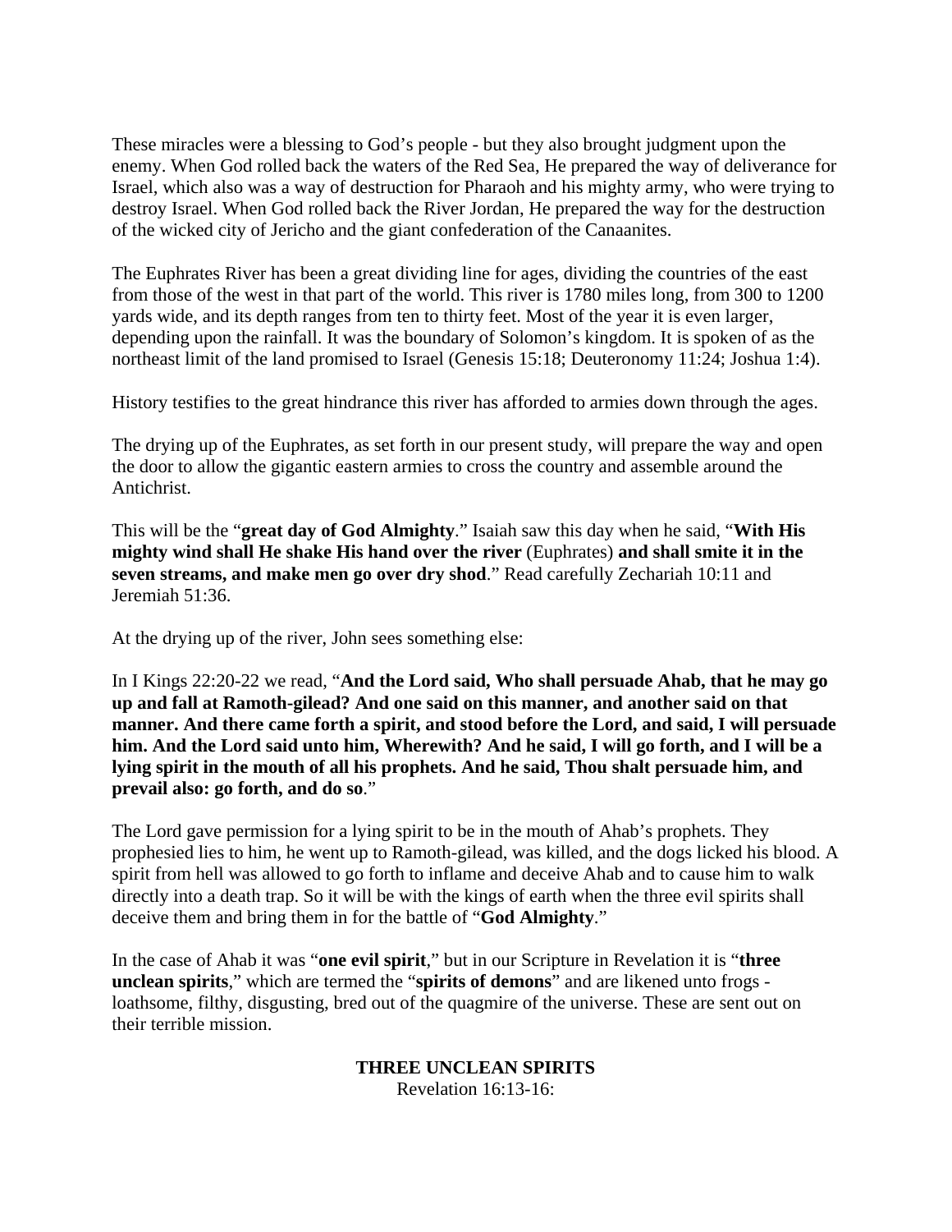These miracles were a blessing to God's people - but they also brought judgment upon the enemy. When God rolled back the waters of the Red Sea, He prepared the way of deliverance for Israel, which also was a way of destruction for Pharaoh and his mighty army, who were trying to destroy Israel. When God rolled back the River Jordan, He prepared the way for the destruction of the wicked city of Jericho and the giant confederation of the Canaanites.

The Euphrates River has been a great dividing line for ages, dividing the countries of the east from those of the west in that part of the world. This river is 1780 miles long, from 300 to 1200 yards wide, and its depth ranges from ten to thirty feet. Most of the year it is even larger, depending upon the rainfall. It was the boundary of Solomon's kingdom. It is spoken of as the northeast limit of the land promised to Israel (Genesis 15:18; Deuteronomy 11:24; Joshua 1:4).

History testifies to the great hindrance this river has afforded to armies down through the ages.

The drying up of the Euphrates, as set forth in our present study, will prepare the way and open the door to allow the gigantic eastern armies to cross the country and assemble around the Antichrist.

This will be the "**great day of God Almighty**." Isaiah saw this day when he said, "**With His mighty wind shall He shake His hand over the river** (Euphrates) **and shall smite it in the seven streams, and make men go over dry shod**." Read carefully Zechariah 10:11 and Jeremiah 51:36.

At the drying up of the river, John sees something else:

In I Kings 22:20-22 we read, "**And the Lord said, Who shall persuade Ahab, that he may go up and fall at Ramoth-gilead? And one said on this manner, and another said on that manner. And there came forth a spirit, and stood before the Lord, and said, I will persuade him. And the Lord said unto him, Wherewith? And he said, I will go forth, and I will be a lying spirit in the mouth of all his prophets. And he said, Thou shalt persuade him, and prevail also: go forth, and do so**."

The Lord gave permission for a lying spirit to be in the mouth of Ahab's prophets. They prophesied lies to him, he went up to Ramoth-gilead, was killed, and the dogs licked his blood. A spirit from hell was allowed to go forth to inflame and deceive Ahab and to cause him to walk directly into a death trap. So it will be with the kings of earth when the three evil spirits shall deceive them and bring them in for the battle of "**God Almighty**."

In the case of Ahab it was "**one evil spirit**," but in our Scripture in Revelation it is "**three unclean spirits**," which are termed the "**spirits of demons**" and are likened unto frogs - loathsome, filthy, disgusting, bred out of the quagmire of the universe. These are sent out on their terrible mission.

**THREE UNCLEAN SPIRITS**
Revelation 16:13-16: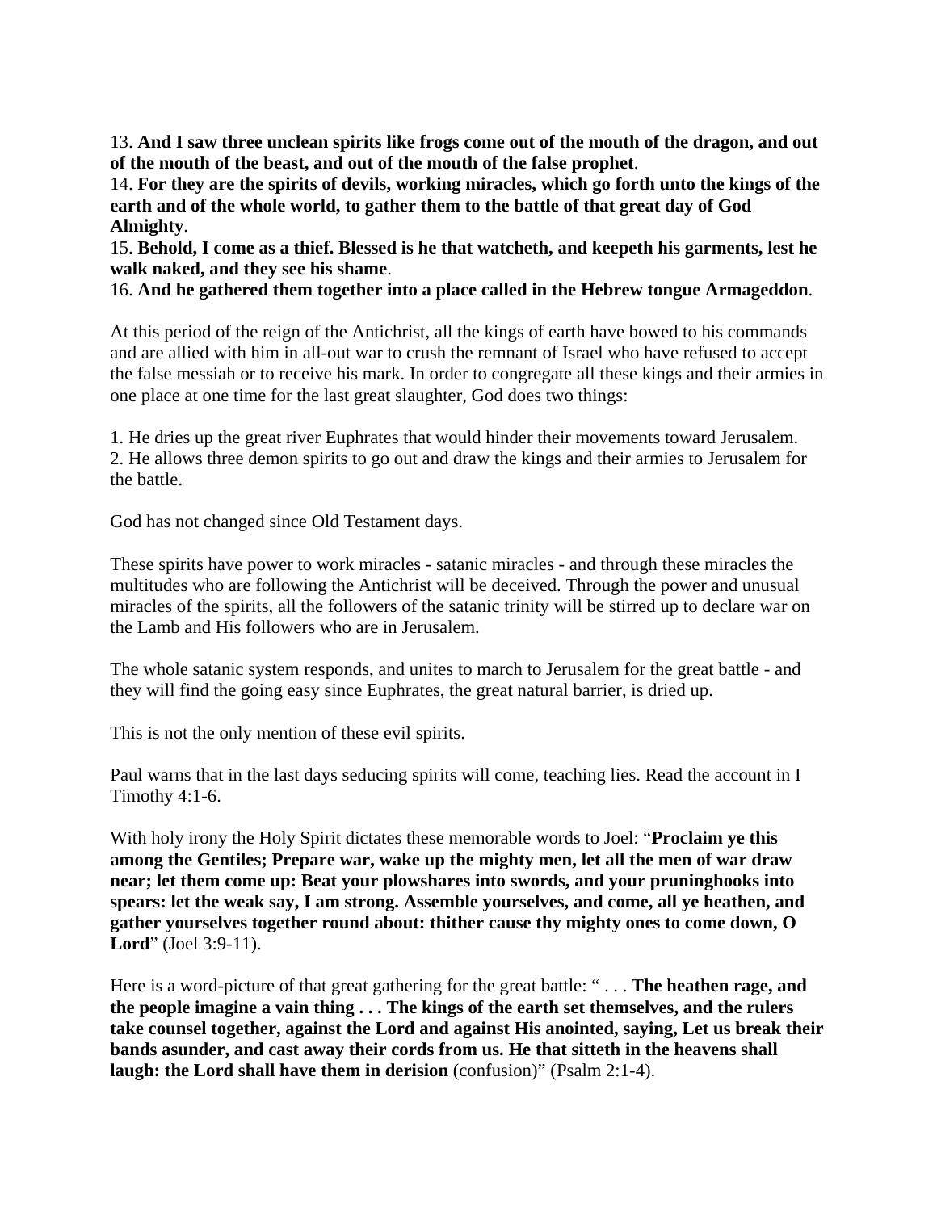13. **And I saw three unclean spirits like frogs come out of the mouth of the dragon, and out of the mouth of the beast, and out of the mouth of the false prophet**.
14. **For they are the spirits of devils, working miracles, which go forth unto the kings of the earth and of the whole world, to gather them to the battle of that great day of God Almighty**.
15. **Behold, I come as a thief. Blessed is he that watcheth, and keepeth his garments, lest he walk naked, and they see his shame**.
16. **And he gathered them together into a place called in the Hebrew tongue Armageddon**.

At this period of the reign of the Antichrist, all the kings of earth have bowed to his commands and are allied with him in all-out war to crush the remnant of Israel who have refused to accept the false messiah or to receive his mark. In order to congregate all these kings and their armies in one place at one time for the last great slaughter, God does two things:

1. He dries up the great river Euphrates that would hinder their movements toward Jerusalem.
2. He allows three demon spirits to go out and draw the kings and their armies to Jerusalem for the battle.

God has not changed since Old Testament days.

These spirits have power to work miracles - satanic miracles - and through these miracles the multitudes who are following the Antichrist will be deceived. Through the power and unusual miracles of the spirits, all the followers of the satanic trinity will be stirred up to declare war on the Lamb and His followers who are in Jerusalem.

The whole satanic system responds, and unites to march to Jerusalem for the great battle - and they will find the going easy since Euphrates, the great natural barrier, is dried up.

This is not the only mention of these evil spirits.

Paul warns that in the last days seducing spirits will come, teaching lies. Read the account in I Timothy 4:1-6.

With holy irony the Holy Spirit dictates these memorable words to Joel: "**Proclaim ye this among the Gentiles; Prepare war, wake up the mighty men, let all the men of war draw near; let them come up: Beat your plowshares into swords, and your pruninghooks into spears: let the weak say, I am strong. Assemble yourselves, and come, all ye heathen, and gather yourselves together round about: thither cause thy mighty ones to come down, O Lord**" (Joel 3:9-11).

Here is a word-picture of that great gathering for the great battle: " . . . **The heathen rage, and the people imagine a vain thing . . . The kings of the earth set themselves, and the rulers take counsel together, against the Lord and against His anointed, saying, Let us break their bands asunder, and cast away their cords from us. He that sitteth in the heavens shall laugh: the Lord shall have them in derision** (confusion)" (Psalm 2:1-4).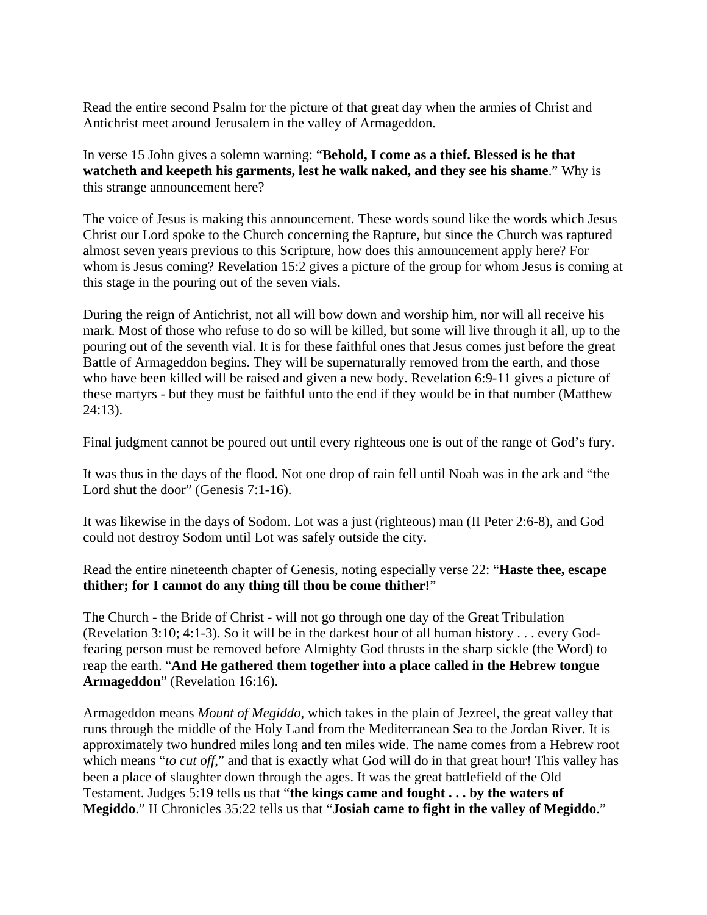Read the entire second Psalm for the picture of that great day when the armies of Christ and Antichrist meet around Jerusalem in the valley of Armageddon.

In verse 15 John gives a solemn warning: "**Behold, I come as a thief. Blessed is he that watcheth and keepeth his garments, lest he walk naked, and they see his shame**." Why is this strange announcement here?

The voice of Jesus is making this announcement. These words sound like the words which Jesus Christ our Lord spoke to the Church concerning the Rapture, but since the Church was raptured almost seven years previous to this Scripture, how does this announcement apply here? For whom is Jesus coming? Revelation 15:2 gives a picture of the group for whom Jesus is coming at this stage in the pouring out of the seven vials.

During the reign of Antichrist, not all will bow down and worship him, nor will all receive his mark. Most of those who refuse to do so will be killed, but some will live through it all, up to the pouring out of the seventh vial. It is for these faithful ones that Jesus comes just before the great Battle of Armageddon begins. They will be supernaturally removed from the earth, and those who have been killed will be raised and given a new body. Revelation 6:9-11 gives a picture of these martyrs - but they must be faithful unto the end if they would be in that number (Matthew 24:13).

Final judgment cannot be poured out until every righteous one is out of the range of God's fury.

It was thus in the days of the flood. Not one drop of rain fell until Noah was in the ark and "the Lord shut the door" (Genesis 7:1-16).

It was likewise in the days of Sodom. Lot was a just (righteous) man (II Peter 2:6-8), and God could not destroy Sodom until Lot was safely outside the city.

Read the entire nineteenth chapter of Genesis, noting especially verse 22: "**Haste thee, escape thither; for I cannot do any thing till thou be come thither!**"

The Church - the Bride of Christ - will not go through one day of the Great Tribulation (Revelation 3:10; 4:1-3). So it will be in the darkest hour of all human history . . . every God-fearing person must be removed before Almighty God thrusts in the sharp sickle (the Word) to reap the earth. "**And He gathered them together into a place called in the Hebrew tongue Armageddon**" (Revelation 16:16).

Armageddon means *Mount of Megiddo,* which takes in the plain of Jezreel, the great valley that runs through the middle of the Holy Land from the Mediterranean Sea to the Jordan River. It is approximately two hundred miles long and ten miles wide. The name comes from a Hebrew root which means "*to cut off*," and that is exactly what God will do in that great hour! This valley has been a place of slaughter down through the ages. It was the great battlefield of the Old Testament. Judges 5:19 tells us that "**the kings came and fought . . . by the waters of Megiddo**." II Chronicles 35:22 tells us that "**Josiah came to fight in the valley of Megiddo**."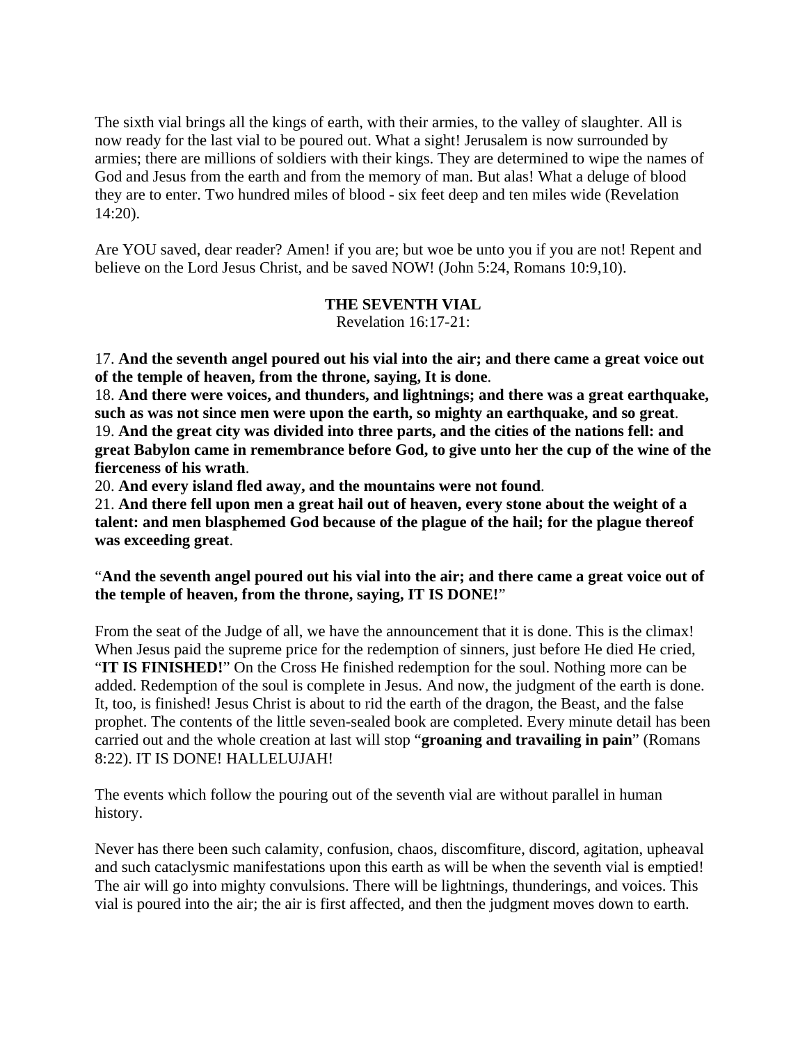The sixth vial brings all the kings of earth, with their armies, to the valley of slaughter. All is now ready for the last vial to be poured out. What a sight! Jerusalem is now surrounded by armies; there are millions of soldiers with their kings. They are determined to wipe the names of God and Jesus from the earth and from the memory of man. But alas! What a deluge of blood they are to enter. Two hundred miles of blood - six feet deep and ten miles wide (Revelation 14:20).

Are YOU saved, dear reader? Amen! if you are; but woe be unto you if you are not! Repent and believe on the Lord Jesus Christ, and be saved NOW! (John 5:24, Romans 10:9,10).

### THE SEVENTH VIAL

Revelation 16:17-21:

17. **And the seventh angel poured out his vial into the air; and there came a great voice out of the temple of heaven, from the throne, saying, It is done**.
18. **And there were voices, and thunders, and lightnings; and there was a great earthquake, such as was not since men were upon the earth, so mighty an earthquake, and so great**.
19. **And the great city was divided into three parts, and the cities of the nations fell: and great Babylon came in remembrance before God, to give unto her the cup of the wine of the fierceness of his wrath**.
20. **And every island fled away, and the mountains were not found**.
21. **And there fell upon men a great hail out of heaven, every stone about the weight of a talent: and men blasphemed God because of the plague of the hail; for the plague thereof was exceeding great**.

"**And the seventh angel poured out his vial into the air; and there came a great voice out of the temple of heaven, from the throne, saying, IT IS DONE!**"

From the seat of the Judge of all, we have the announcement that it is done. This is the climax! When Jesus paid the supreme price for the redemption of sinners, just before He died He cried, "**IT IS FINISHED!**" On the Cross He finished redemption for the soul. Nothing more can be added. Redemption of the soul is complete in Jesus. And now, the judgment of the earth is done. It, too, is finished! Jesus Christ is about to rid the earth of the dragon, the Beast, and the false prophet. The contents of the little seven-sealed book are completed. Every minute detail has been carried out and the whole creation at last will stop "**groaning and travailing in pain**" (Romans 8:22). IT IS DONE! HALLELUJAH!

The events which follow the pouring out of the seventh vial are without parallel in human history.

Never has there been such calamity, confusion, chaos, discomfiture, discord, agitation, upheaval and such cataclysmic manifestations upon this earth as will be when the seventh vial is emptied! The air will go into mighty convulsions. There will be lightnings, thunderings, and voices. This vial is poured into the air; the air is first affected, and then the judgment moves down to earth.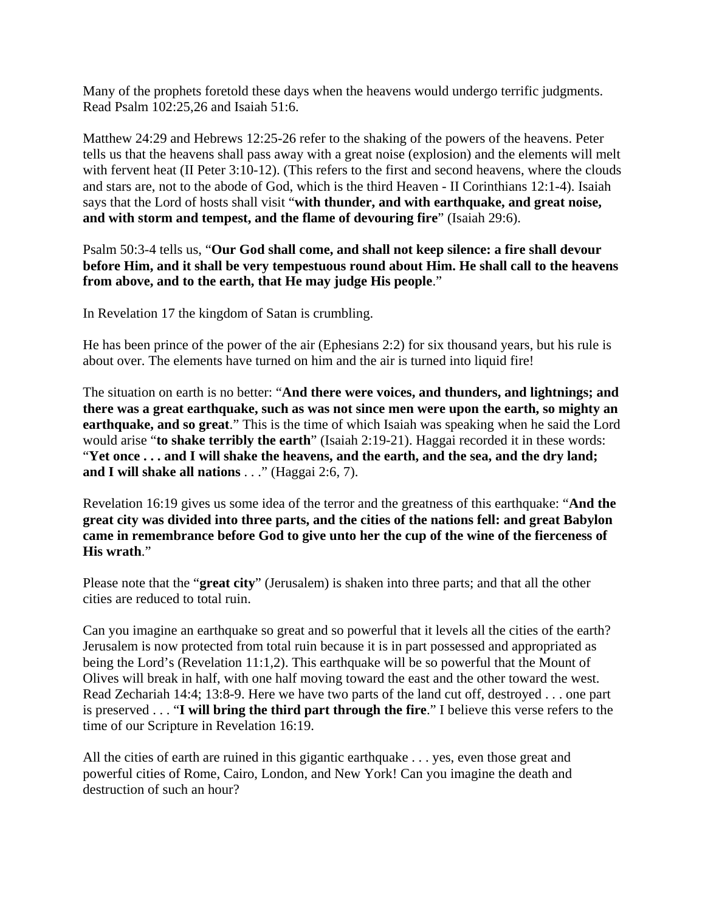Many of the prophets foretold these days when the heavens would undergo terrific judgments. Read Psalm 102:25,26 and Isaiah 51:6.

Matthew 24:29 and Hebrews 12:25-26 refer to the shaking of the powers of the heavens. Peter tells us that the heavens shall pass away with a great noise (explosion) and the elements will melt with fervent heat (II Peter 3:10-12). (This refers to the first and second heavens, where the clouds and stars are, not to the abode of God, which is the third Heaven - II Corinthians 12:1-4). Isaiah says that the Lord of hosts shall visit "**with thunder, and with earthquake, and great noise, and with storm and tempest, and the flame of devouring fire**" (Isaiah 29:6).

Psalm 50:3-4 tells us, "**Our God shall come, and shall not keep silence: a fire shall devour before Him, and it shall be very tempestuous round about Him. He shall call to the heavens from above, and to the earth, that He may judge His people**."

In Revelation 17 the kingdom of Satan is crumbling.

He has been prince of the power of the air (Ephesians 2:2) for six thousand years, but his rule is about over. The elements have turned on him and the air is turned into liquid fire!

The situation on earth is no better: "**And there were voices, and thunders, and lightnings; and there was a great earthquake, such as was not since men were upon the earth, so mighty an earthquake, and so great**." This is the time of which Isaiah was speaking when he said the Lord would arise "**to shake terribly the earth**" (Isaiah 2:19-21). Haggai recorded it in these words: "**Yet once . . . and I will shake the heavens, and the earth, and the sea, and the dry land; and I will shake all nations** . . ." (Haggai 2:6, 7).

Revelation 16:19 gives us some idea of the terror and the greatness of this earthquake: "**And the great city was divided into three parts, and the cities of the nations fell: and great Babylon came in remembrance before God to give unto her the cup of the wine of the fierceness of His wrath**."

Please note that the "**great city**" (Jerusalem) is shaken into three parts; and that all the other cities are reduced to total ruin.

Can you imagine an earthquake so great and so powerful that it levels all the cities of the earth? Jerusalem is now protected from total ruin because it is in part possessed and appropriated as being the Lord's (Revelation 11:1,2). This earthquake will be so powerful that the Mount of Olives will break in half, with one half moving toward the east and the other toward the west. Read Zechariah 14:4; 13:8-9. Here we have two parts of the land cut off, destroyed . . . one part is preserved . . . "**I will bring the third part through the fire**." I believe this verse refers to the time of our Scripture in Revelation 16:19.

All the cities of earth are ruined in this gigantic earthquake . . . yes, even those great and powerful cities of Rome, Cairo, London, and New York! Can you imagine the death and destruction of such an hour?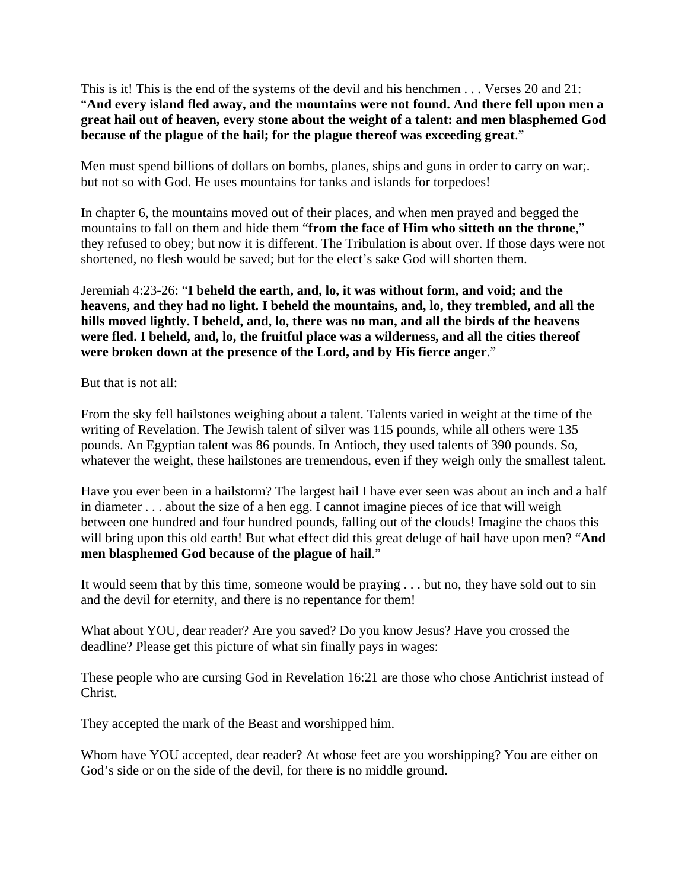This is it! This is the end of the systems of the devil and his henchmen . . . Verses 20 and 21: "**And every island fled away, and the mountains were not found. And there fell upon men a great hail out of heaven, every stone about the weight of a talent: and men blasphemed God because of the plague of the hail; for the plague thereof was exceeding great**."

Men must spend billions of dollars on bombs, planes, ships and guns in order to carry on war;. but not so with God. He uses mountains for tanks and islands for torpedoes!

In chapter 6, the mountains moved out of their places, and when men prayed and begged the mountains to fall on them and hide them "**from the face of Him who sitteth on the throne**," they refused to obey; but now it is different. The Tribulation is about over. If those days were not shortened, no flesh would be saved; but for the elect's sake God will shorten them.

Jeremiah 4:23-26: "**I beheld the earth, and, lo, it was without form, and void; and the heavens, and they had no light. I beheld the mountains, and, lo, they trembled, and all the hills moved lightly. I beheld, and, lo, there was no man, and all the birds of the heavens were fled. I beheld, and, lo, the fruitful place was a wilderness, and all the cities thereof were broken down at the presence of the Lord, and by His fierce anger**."

But that is not all:

From the sky fell hailstones weighing about a talent. Talents varied in weight at the time of the writing of Revelation. The Jewish talent of silver was 115 pounds, while all others were 135 pounds. An Egyptian talent was 86 pounds. In Antioch, they used talents of 390 pounds. So, whatever the weight, these hailstones are tremendous, even if they weigh only the smallest talent.

Have you ever been in a hailstorm? The largest hail I have ever seen was about an inch and a half in diameter . . . about the size of a hen egg. I cannot imagine pieces of ice that will weigh between one hundred and four hundred pounds, falling out of the clouds! Imagine the chaos this will bring upon this old earth! But what effect did this great deluge of hail have upon men? "**And men blasphemed God because of the plague of hail**."

It would seem that by this time, someone would be praying . . . but no, they have sold out to sin and the devil for eternity, and there is no repentance for them!

What about YOU, dear reader? Are you saved? Do you know Jesus? Have you crossed the deadline? Please get this picture of what sin finally pays in wages:

These people who are cursing God in Revelation 16:21 are those who chose Antichrist instead of Christ.

They accepted the mark of the Beast and worshipped him.

Whom have YOU accepted, dear reader? At whose feet are you worshipping? You are either on God's side or on the side of the devil, for there is no middle ground.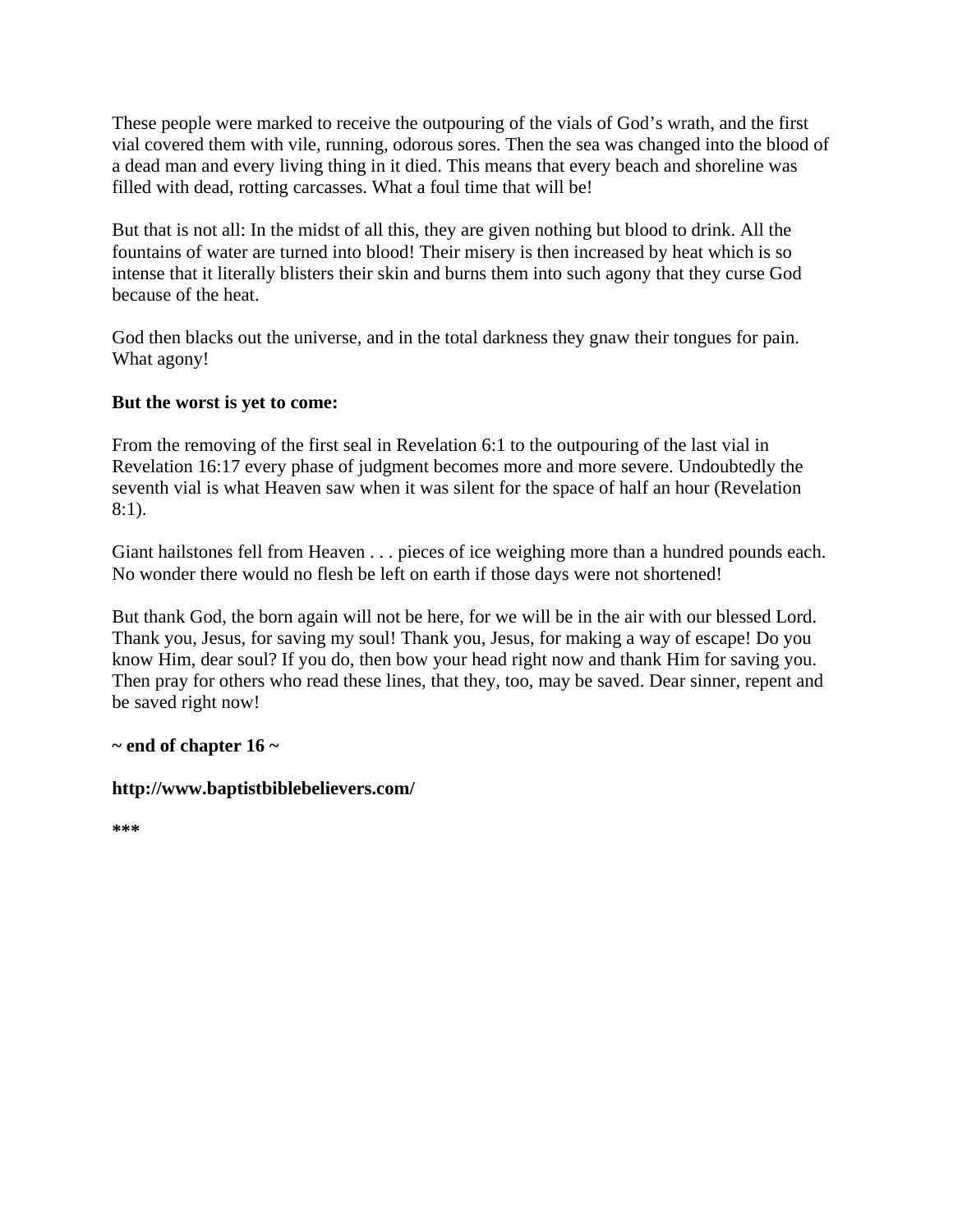These people were marked to receive the outpouring of the vials of God’s wrath, and the first vial covered them with vile, running, odorous sores. Then the sea was changed into the blood of a dead man and every living thing in it died. This means that every beach and shoreline was filled with dead, rotting carcasses. What a foul time that will be!

But that is not all: In the midst of all this, they are given nothing but blood to drink. All the fountains of water are turned into blood! Their misery is then increased by heat which is so intense that it literally blisters their skin and burns them into such agony that they curse God because of the heat.

God then blacks out the universe, and in the total darkness they gnaw their tongues for pain. What agony!

**But the worst is yet to come:**

From the removing of the first seal in Revelation 6:1 to the outpouring of the last vial in Revelation 16:17 every phase of judgment becomes more and more severe. Undoubtedly the seventh vial is what Heaven saw when it was silent for the space of half an hour (Revelation 8:1).

Giant hailstones fell from Heaven . . . pieces of ice weighing more than a hundred pounds each. No wonder there would no flesh be left on earth if those days were not shortened!

But thank God, the born again will not be here, for we will be in the air with our blessed Lord. Thank you, Jesus, for saving my soul! Thank you, Jesus, for making a way of escape! Do you know Him, dear soul? If you do, then bow your head right now and thank Him for saving you. Then pray for others who read these lines, that they, too, may be saved. Dear sinner, repent and be saved right now!

**~ end of chapter 16 ~**

**http://www.baptistbiblebelievers.com/**

**\*\*\***